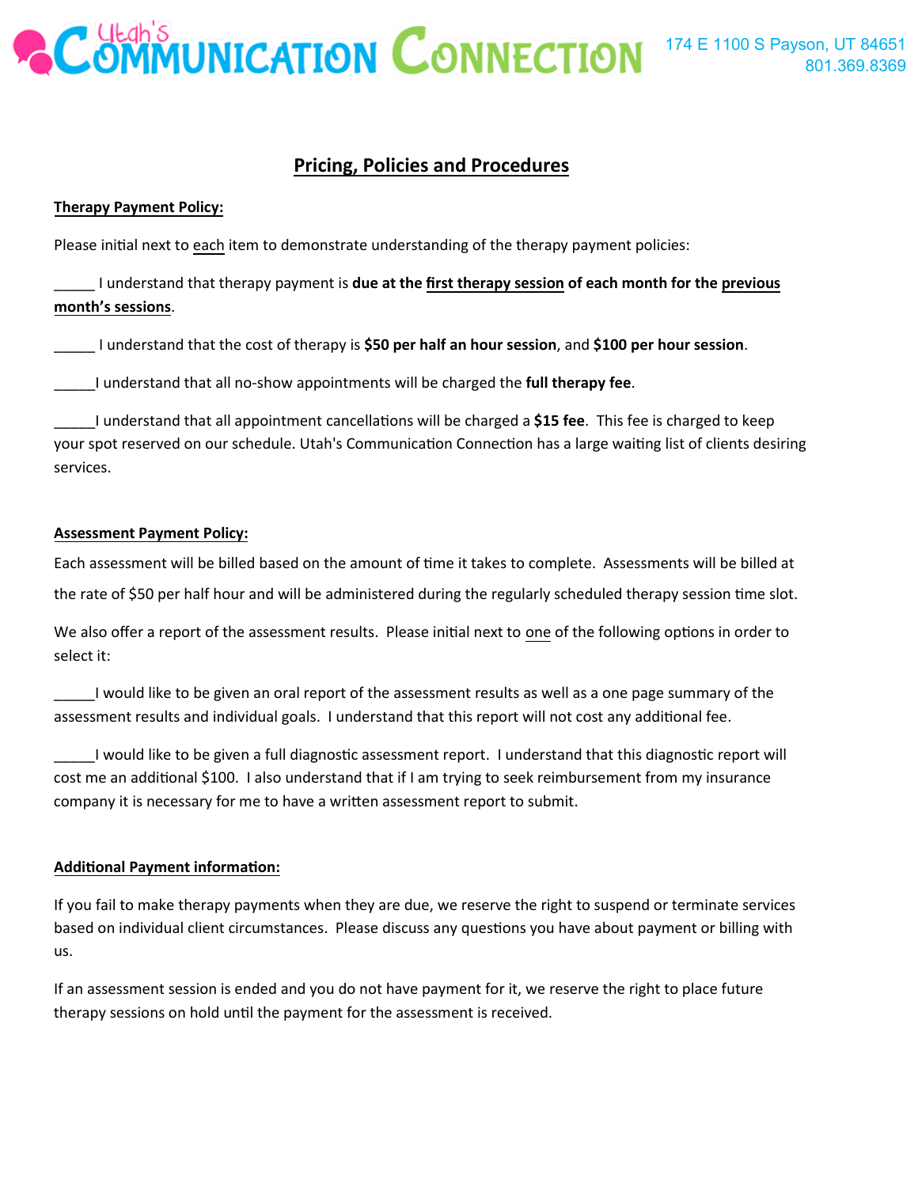# Utah's Communication Connection

174 E 1100 S Payson, UT 84651
801.369.8369

## Pricing, Policies and Procedures

**Therapy Payment Policy:**

Please initial next to each item to demonstrate understanding of the therapy payment policies:

_____ I understand that therapy payment is **due at the first therapy session of each month for the previous month's sessions**.

_____ I understand that the cost of therapy is **$50 per half an hour session**, and **$100 per hour session**.

_____I understand that all no-show appointments will be charged the **full therapy fee**.

_____I understand that all appointment cancellations will be charged a **$15 fee**. This fee is charged to keep your spot reserved on our schedule. Utah's Communication Connection has a large waiting list of clients desiring services.

**Assessment Payment Policy:**

Each assessment will be billed based on the amount of time it takes to complete. Assessments will be billed at the rate of $50 per half hour and will be administered during the regularly scheduled therapy session time slot.

We also offer a report of the assessment results. Please initial next to one of the following options in order to select it:

_____I would like to be given an oral report of the assessment results as well as a one page summary of the assessment results and individual goals. I understand that this report will not cost any additional fee.

_____I would like to be given a full diagnostic assessment report. I understand that this diagnostic report will cost me an additional $100. I also understand that if I am trying to seek reimbursement from my insurance company it is necessary for me to have a written assessment report to submit.

**Additional Payment information:**

If you fail to make therapy payments when they are due, we reserve the right to suspend or terminate services based on individual client circumstances. Please discuss any questions you have about payment or billing with us.

If an assessment session is ended and you do not have payment for it, we reserve the right to place future therapy sessions on hold until the payment for the assessment is received.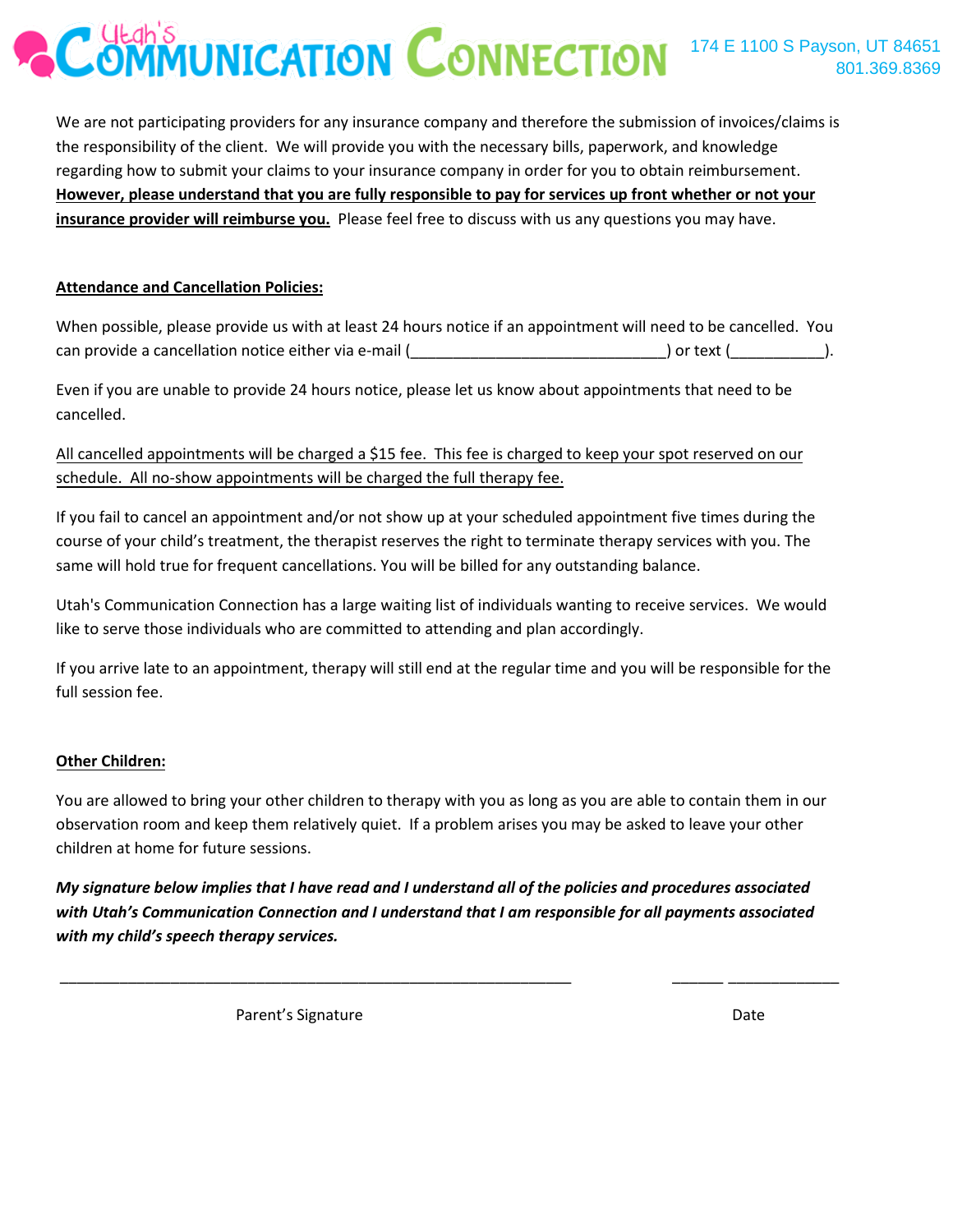We are not participating providers for any insurance company and therefore the submission of invoices/claims is the responsibility of the client. We will provide you with the necessary bills, paperwork, and knowledge regarding how to submit your claims to your insurance company in order for you to obtain reimbursement. **However, please understand that you are fully responsible to pay for services up front whether or not your insurance provider will reimburse you.** Please feel free to discuss with us any questions you may have.

**Attendance and Cancellation Policies:**

When possible, please provide us with at least 24 hours notice if an appointment will need to be cancelled. You can provide a cancellation notice either via e-mail (______________________________) or text (___________).

Even if you are unable to provide 24 hours notice, please let us know about appointments that need to be cancelled.

All cancelled appointments will be charged a $15 fee. This fee is charged to keep your spot reserved on our schedule. All no-show appointments will be charged the full therapy fee.

If you fail to cancel an appointment and/or not show up at your scheduled appointment five times during the course of your child's treatment, the therapist reserves the right to terminate therapy services with you. The same will hold true for frequent cancellations. You will be billed for any outstanding balance.

Utah's Communication Connection has a large waiting list of individuals wanting to receive services. We would like to serve those individuals who are committed to attending and plan accordingly.

If you arrive late to an appointment, therapy will still end at the regular time and you will be responsible for the full session fee.

**Other Children:**

You are allowed to bring your other children to therapy with you as long as you are able to contain them in our observation room and keep them relatively quiet. If a problem arises you may be asked to leave your other children at home for future sessions.

***My signature below implies that I have read and I understand all of the policies and procedures associated with Utah's Communication Connection and I understand that I am responsible for all payments associated with my child's speech therapy services.***

_____________________________________________________ ______ _____________

Parent's Signature Date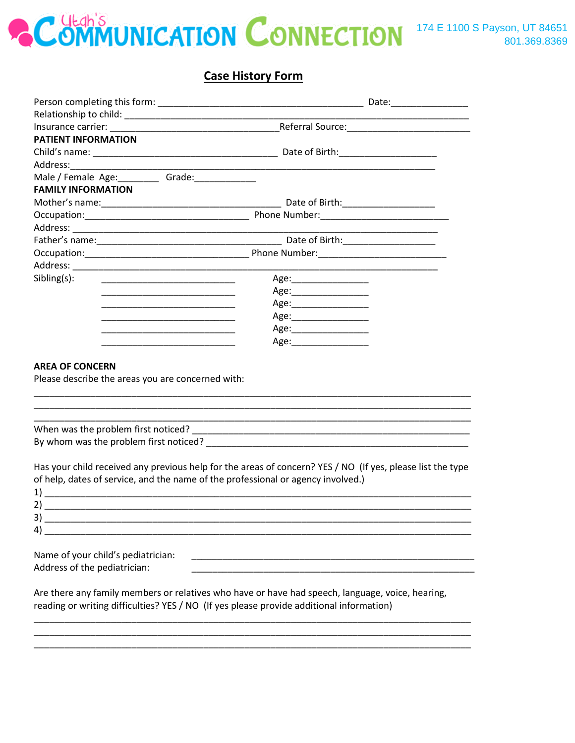# Utah's Communication Connection

174 E 1100 S Payson, UT 84651
801.369.8369

## Case History Form

Person completing this form: ________________________________________ Date:_______________

Relationship to child: __________________________________________________________________

Insurance carrier: _________________________________Referral Source:________________________

**PATIENT INFORMATION**

Child's name: ____________________________________ Date of Birth:___________________

Address:______________________________________________________________________

Male / Female Age:________ Grade:____________

**FAMILY INFORMATION**

Mother's name:___________________________________ Date of Birth:_________________

Occupation:________________________________ Phone Number:_________________________

Address: ______________________________________________________________________

Father's name:____________________________________ Date of Birth:_________________

Occupation:________________________________ Phone Number:_________________________

Address: ______________________________________________________________________

Sibling(s): ___________________________ Age:_______________

___________________________ Age:_______________

___________________________ Age:_______________

___________________________ Age:_______________

___________________________ Age:_______________

___________________________ Age:_______________

**AREA OF CONCERN**

Please describe the areas you are concerned with:

_________________________________________________________________________________

_________________________________________________________________________________

_________________________________________________________________________________

When was the problem first noticed? _________________________________________________

By whom was the problem first noticed? ______________________________________________

Has your child received any previous help for the areas of concern? YES / NO (If yes, please list the type of help, dates of service, and the name of the professional or agency involved.)

1) ______________________________________________________________________________

2) ______________________________________________________________________________

3) ______________________________________________________________________________

4) ______________________________________________________________________________

Name of your child's pediatrician: _______________________________________________________

Address of the pediatrician: _______________________________________________________

Are there any family members or relatives who have or have had speech, language, voice, hearing, reading or writing difficulties? YES / NO (If yes please provide additional information)

_________________________________________________________________________________

_________________________________________________________________________________

_________________________________________________________________________________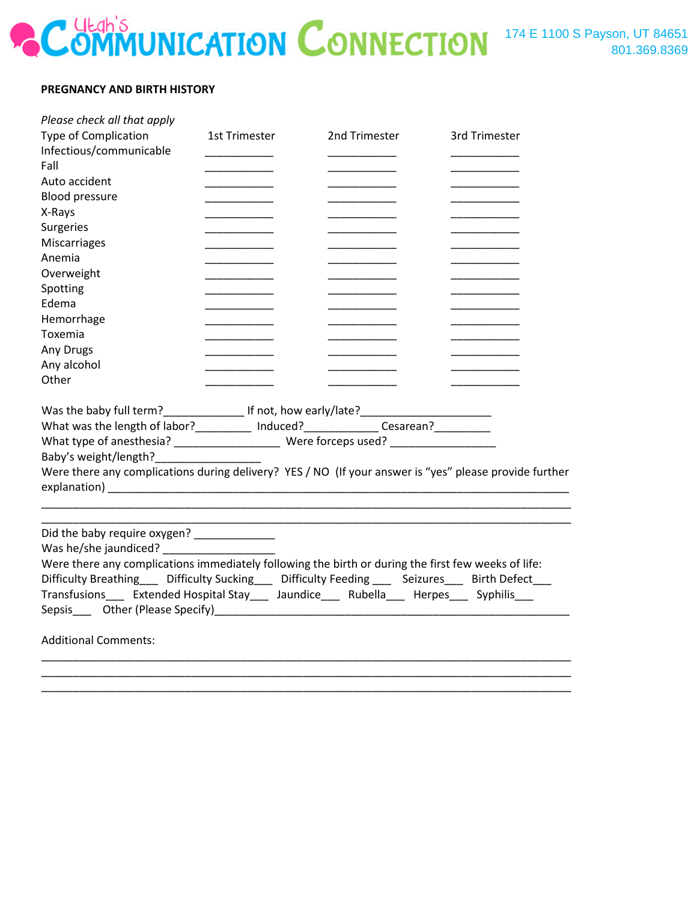**PREGNANCY AND BIRTH HISTORY**

*Please check all that apply*

| Type of Complication | 1st Trimester | 2nd Trimester | 3rd Trimester |
|---|---|---|---|
| Infectious/communicable | ___________ | ___________ | ___________ |
| Fall | ___________ | ___________ | ___________ |
| Auto accident | ___________ | ___________ | ___________ |
| Blood pressure | ___________ | ___________ | ___________ |
| X-Rays | ___________ | ___________ | ___________ |
| Surgeries | ___________ | ___________ | ___________ |
| Miscarriages | ___________ | ___________ | ___________ |
| Anemia | ___________ | ___________ | ___________ |
| Overweight | ___________ | ___________ | ___________ |
| Spotting | ___________ | ___________ | ___________ |
| Edema | ___________ | ___________ | ___________ |
| Hemorrhage | ___________ | ___________ | ___________ |
| Toxemia | ___________ | ___________ | ___________ |
| Any Drugs | ___________ | ___________ | ___________ |
| Any alcohol | ___________ | ___________ | ___________ |
| Other | ___________ | ___________ | ___________ |

Was the baby full term?_____________ If not, how early/late?____________________

What was the length of labor?_________ Induced?____________ Cesarean?_________

What type of anesthesia? _________________ Were forceps used? _________________

Baby's weight/length?_________________

Were there any complications during delivery? YES / NO (If your answer is "yes" please provide further explanation) ______________________________________________________________________

______________________________________________________________________________

______________________________________________________________________________

Did the baby require oxygen? _____________

Was he/she jaundiced? __________________

Were there any complications immediately following the birth or during the first few weeks of life:

Difficulty Breathing___ Difficulty Sucking___ Difficulty Feeding ___ Seizures___ Birth Defect___

Transfusions___ Extended Hospital Stay___ Jaundice___ Rubella___ Herpes___ Syphilis___

Sepsis___ Other (Please Specify)_______________________________________________________

Additional Comments:

______________________________________________________________________________

______________________________________________________________________________

______________________________________________________________________________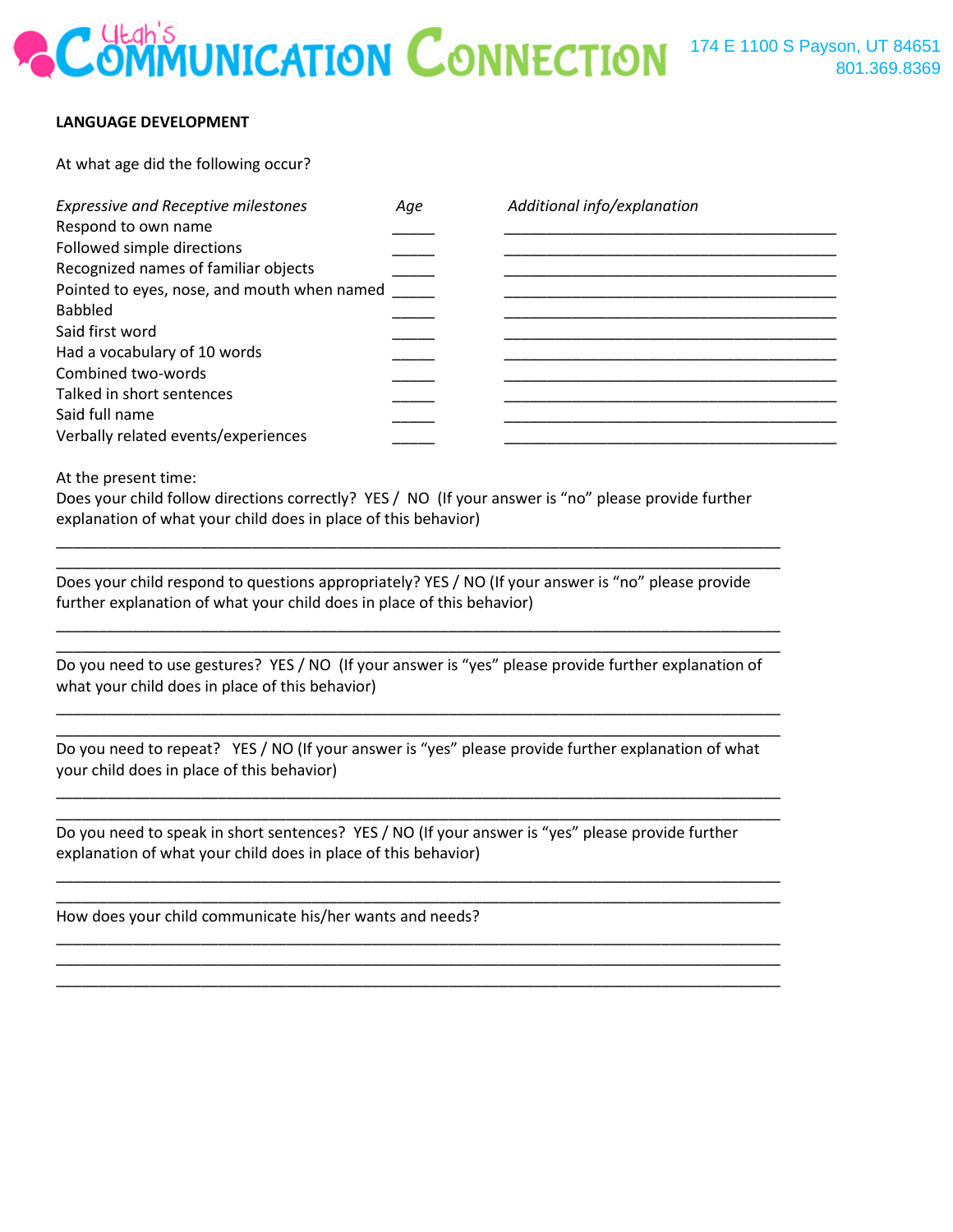**LANGUAGE DEVELOPMENT**

At what age did the following occur?

| *Expressive and Receptive milestones* | *Age* | *Additional info/explanation* |
|---|---|---|
| Respond to own name | _____ | ________________________________________ |
| Followed simple directions | _____ | ________________________________________ |
| Recognized names of familiar objects | _____ | ________________________________________ |
| Pointed to eyes, nose, and mouth when named | _____ | ________________________________________ |
| Babbled | _____ | ________________________________________ |
| Said first word | _____ | ________________________________________ |
| Had a vocabulary of 10 words | _____ | ________________________________________ |
| Combined two-words | _____ | ________________________________________ |
| Talked in short sentences | _____ | ________________________________________ |
| Said full name | _____ | ________________________________________ |
| Verbally related events/experiences | _____ | ________________________________________ |

At the present time:

Does your child follow directions correctly? YES / NO (If your answer is "no" please provide further explanation of what your child does in place of this behavior)

_______________________________________________________________________________

_______________________________________________________________________________

Does your child respond to questions appropriately? YES / NO (If your answer is "no" please provide further explanation of what your child does in place of this behavior)

_______________________________________________________________________________

_______________________________________________________________________________

Do you need to use gestures? YES / NO (If your answer is "yes" please provide further explanation of what your child does in place of this behavior)

_______________________________________________________________________________

_______________________________________________________________________________

Do you need to repeat? YES / NO (If your answer is "yes" please provide further explanation of what your child does in place of this behavior)

_______________________________________________________________________________

_______________________________________________________________________________

Do you need to speak in short sentences? YES / NO (If your answer is "yes" please provide further explanation of what your child does in place of this behavior)

_______________________________________________________________________________

_______________________________________________________________________________

How does your child communicate his/her wants and needs?

_______________________________________________________________________________

_______________________________________________________________________________

_______________________________________________________________________________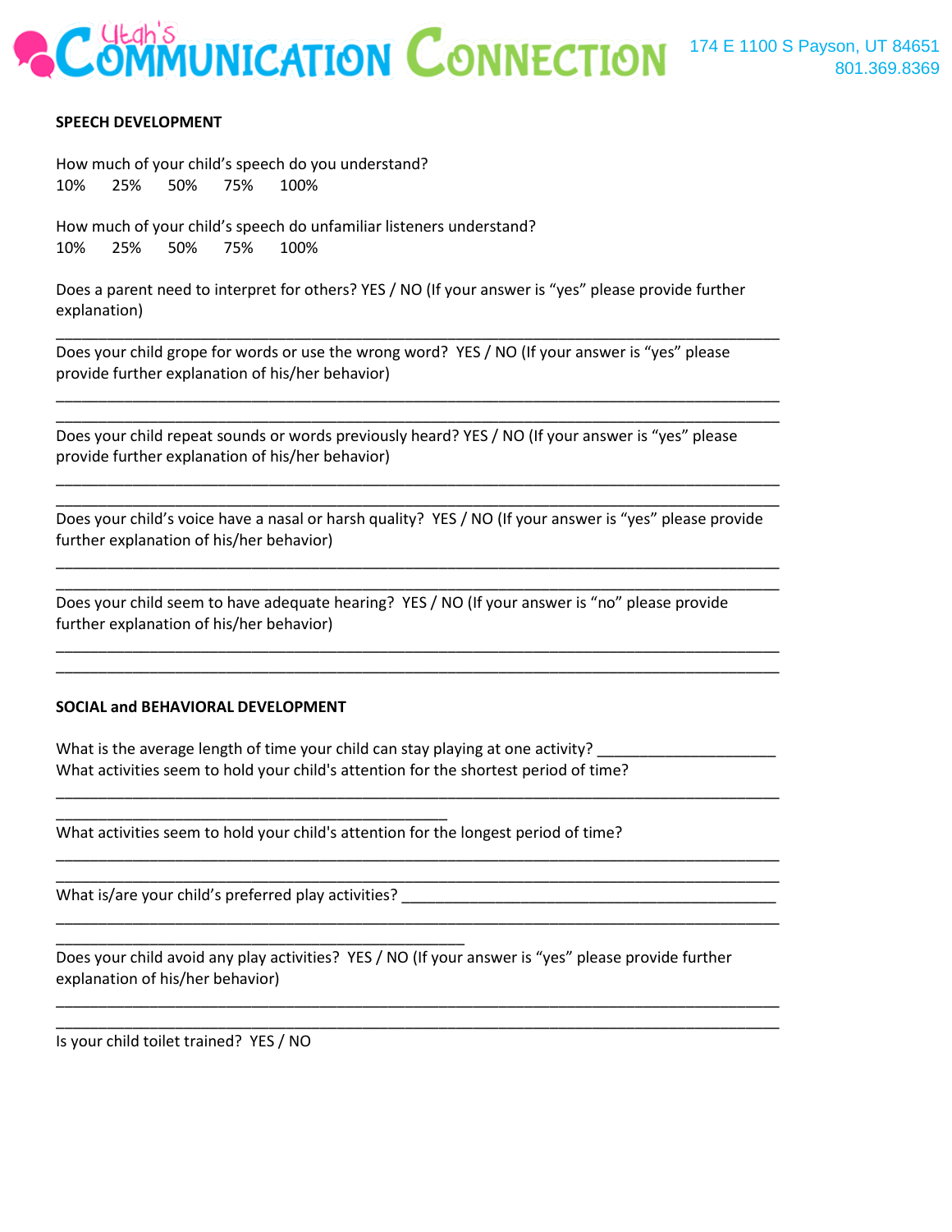## SPEECH DEVELOPMENT

How much of your child's speech do you understand?
10%  25%  50%  75%  100%

How much of your child's speech do unfamiliar listeners understand?
10%  25%  50%  75%  100%

Does a parent need to interpret for others? YES / NO (If your answer is "yes" please provide further explanation)

______________________________________________________________________________

Does your child grope for words or use the wrong word? YES / NO (If your answer is "yes" please provide further explanation of his/her behavior)

______________________________________________________________________________
______________________________________________________________________________

Does your child repeat sounds or words previously heard? YES / NO (If your answer is "yes" please provide further explanation of his/her behavior)

______________________________________________________________________________
______________________________________________________________________________

Does your child's voice have a nasal or harsh quality? YES / NO (If your answer is "yes" please provide further explanation of his/her behavior)

______________________________________________________________________________
______________________________________________________________________________

Does your child seem to have adequate hearing? YES / NO (If your answer is "no" please provide further explanation of his/her behavior)

______________________________________________________________________________
______________________________________________________________________________

## SOCIAL and BEHAVIORAL DEVELOPMENT

What is the average length of time your child can stay playing at one activity? ____________________

What activities seem to hold your child's attention for the shortest period of time?

______________________________________________________________________________
__________________________________________

What activities seem to hold your child's attention for the longest period of time?

______________________________________________________________________________
______________________________________________________________________________

What is/are your child's preferred play activities? ________________________________________

______________________________________________________________________________
_____________________________________________

Does your child avoid any play activities? YES / NO (If your answer is "yes" please provide further explanation of his/her behavior)

______________________________________________________________________________
______________________________________________________________________________

Is your child toilet trained? YES / NO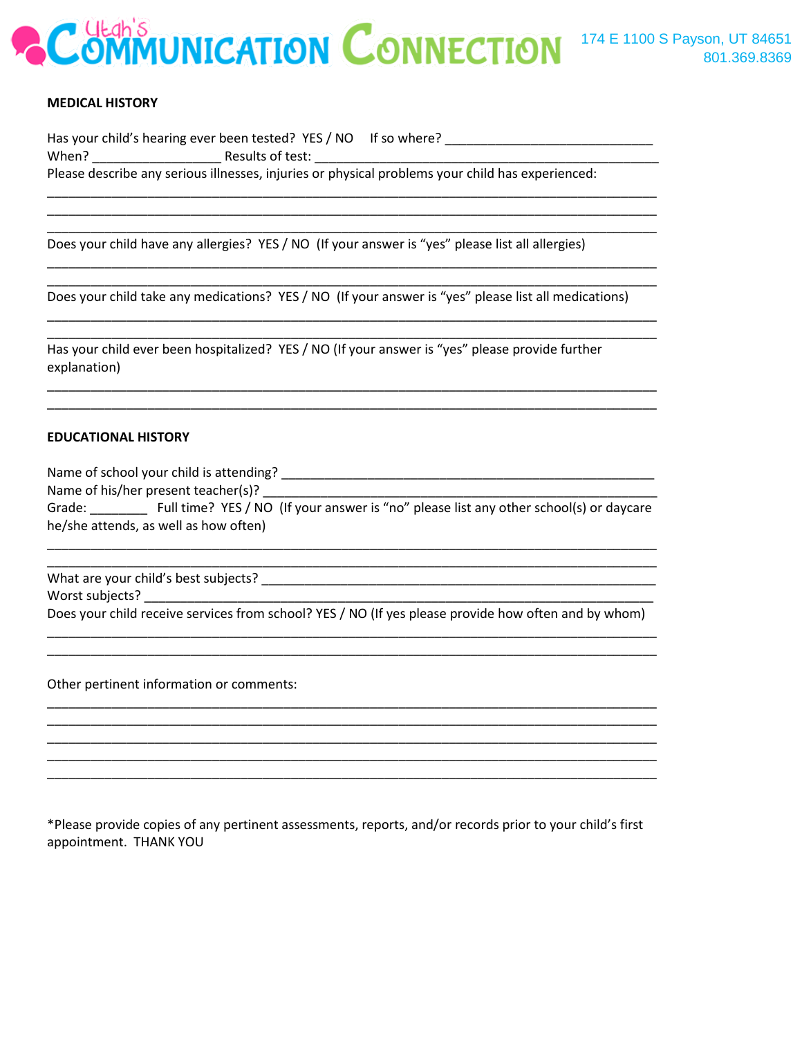Utah's Communication Connection

174 E 1100 S Payson, UT 84651
801.369.8369

**MEDICAL HISTORY**

Has your child's hearing ever been tested? YES / NO   If so where? ______________________________
When? ___________________ Results of test: __________________________________________________
Please describe any serious illnesses, injuries or physical problems your child has experienced:
_____________________________________________________________________________________
_____________________________________________________________________________________
_____________________________________________________________________________________

Does your child have any allergies? YES / NO (If your answer is "yes" please list all allergies)
_____________________________________________________________________________________
_____________________________________________________________________________________

Does your child take any medications? YES / NO (If your answer is "yes" please list all medications)
_____________________________________________________________________________________
_____________________________________________________________________________________

Has your child ever been hospitalized? YES / NO (If your answer is "yes" please provide further explanation)
_____________________________________________________________________________________
_____________________________________________________________________________________

**EDUCATIONAL HISTORY**

Name of school your child is attending? _______________________________________________________
Name of his/her present teacher(s)? ___________________________________________________________
Grade: ________ Full time? YES / NO (If your answer is "no" please list any other school(s) or daycare he/she attends, as well as how often)
_____________________________________________________________________________________
_____________________________________________________________________________________

What are your child's best subjects? ___________________________________________________________
Worst subjects? ___________________________________________________________________________
Does your child receive services from school? YES / NO (If yes please provide how often and by whom)
_____________________________________________________________________________________
_____________________________________________________________________________________

Other pertinent information or comments:
_____________________________________________________________________________________
_____________________________________________________________________________________
_____________________________________________________________________________________
_____________________________________________________________________________________
_____________________________________________________________________________________

*Please provide copies of any pertinent assessments, reports, and/or records prior to your child's first appointment. THANK YOU